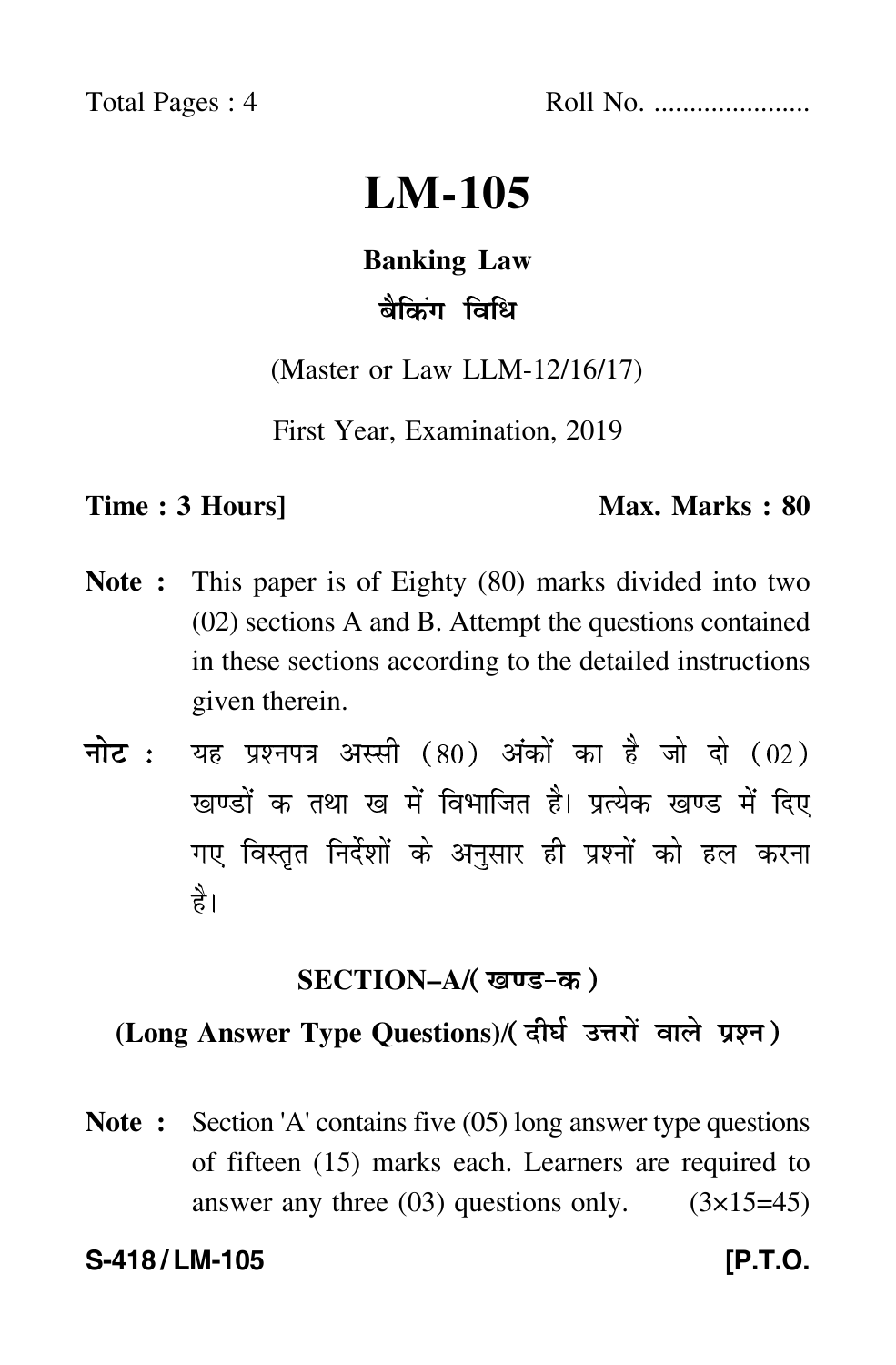Total Pages : 4 Roll No. .....................

# LM-105

## Banking Law

## बैकिंग विधि

(Master or Law LLM-12/16/17)

First Year, Examination, 2019

**Time : 3 Hours]** **Max. Marks : 80**

**Note :** This paper is of Eighty (80) marks divided into two (02) sections A and B. Attempt the questions contained in these sections according to the detailed instructions given therein.

**नोट :** यह प्रश्नपत्र अस्सी (80) अंकों का है जो दो (02) खण्डों क तथा ख में विभाजित है। प्रत्येक खण्ड में दिए गए विस्तृत निर्देशों के अनुसार ही प्रश्नों को हल करना है।

### SECTION–A/(खण्ड-क)

### (Long Answer Type Questions)/(दीर्घ उत्तरों वाले प्रश्न)

**Note :** Section 'A' contains five (05) long answer type questions of fifteen (15) marks each. Learners are required to answer any three (03) questions only. (3×15=45)

**S-418/LM-105** **[P.T.O.**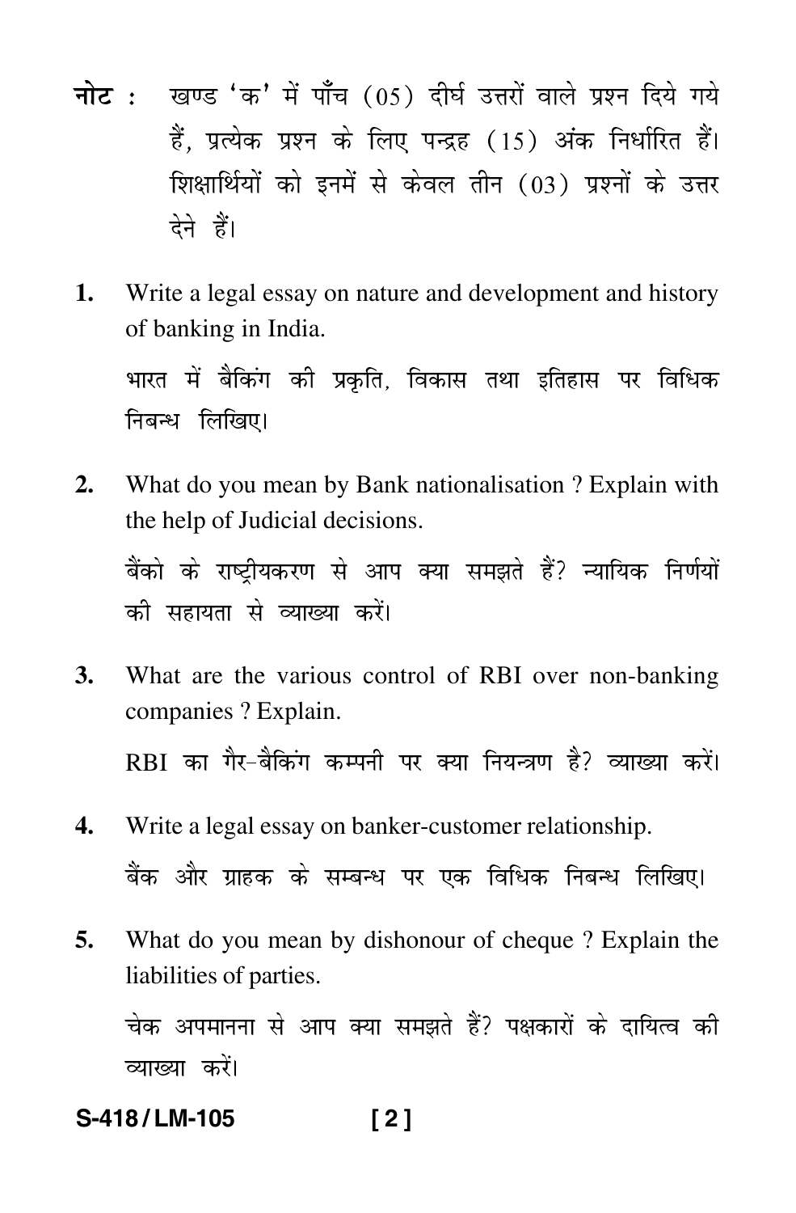**नोट :** खण्ड 'क' में पाँच (05) दीर्घ उत्तरों वाले प्रश्न दिये गये हैं, प्रत्येक प्रश्न के लिए पन्द्रह (15) अंक निर्धारित हैं। शिक्षार्थियों को इनमें से केवल तीन (03) प्रश्नों के उत्तर देने हैं।

**1.** Write a legal essay on nature and development and history of banking in India.

भारत में बैकिंग की प्रकृति, विकास तथा इतिहास पर विधिक निबन्ध लिखिए।

**2.** What do you mean by Bank nationalisation ? Explain with the help of Judicial decisions.

बैंको के राष्ट्रीयकरण से आप क्या समझते हैं? न्यायिक निर्णयों की सहायता से व्याख्या करें।

**3.** What are the various control of RBI over non-banking companies ? Explain.

RBI का गैर-बैकिंग कम्पनी पर क्या नियन्त्रण है? व्याख्या करें।

**4.** Write a legal essay on banker-customer relationship.

बैंक और ग्राहक के सम्बन्ध पर एक विधिक निबन्ध लिखिए।

**5.** What do you mean by dishonour of cheque ? Explain the liabilities of parties.

चेक अपमानना से आप क्या समझते हैं? पक्षकारों के दायित्व की व्याख्या करें।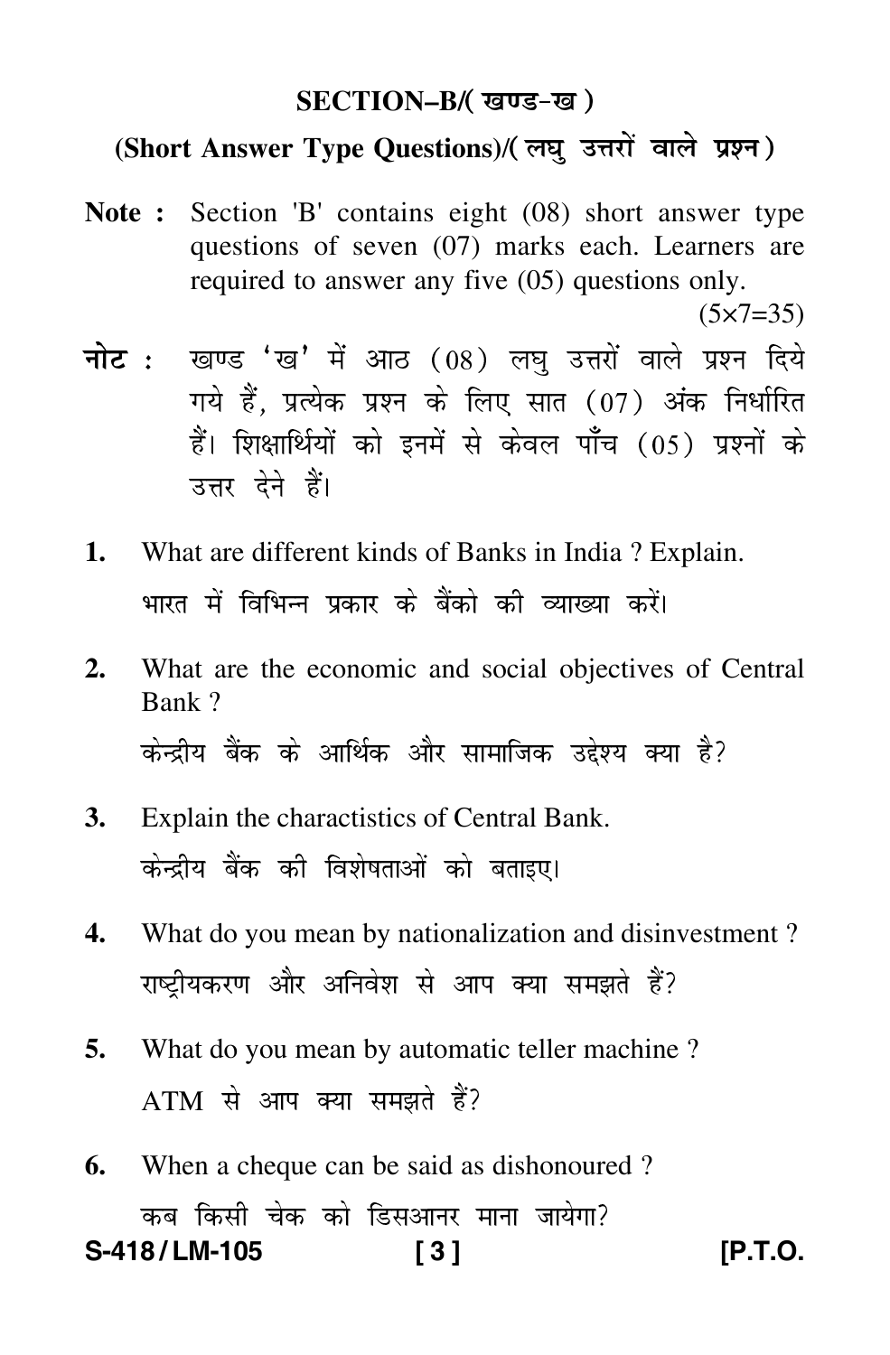## SECTION–B/( खण्ड-ख )

### (Short Answer Type Questions)/( लघु उत्तरों वाले प्रश्न )

**Note :** Section 'B' contains eight (08) short answer type questions of seven (07) marks each. Learners are required to answer any five (05) questions only. (5×7=35)

**नोट :** खण्ड 'ख' में आठ (08) लघु उत्तरों वाले प्रश्न दिये गये हैं, प्रत्येक प्रश्न के लिए सात (07) अंक निर्धारित हैं। शिक्षार्थियों को इनमें से केवल पाँच (05) प्रश्नों के उत्तर देने हैं।

**1.** What are different kinds of Banks in India ? Explain.

भारत में विभिन्न प्रकार के बैंको की व्याख्या करें।

**2.** What are the economic and social objectives of Central Bank ?

केन्द्रीय बैंक के आर्थिक और सामाजिक उद्देश्य क्या है?

**3.** Explain the charactistics of Central Bank.

केन्द्रीय बैंक की विशेषताओं को बताइए।

**4.** What do you mean by nationalization and disinvestment ?

राष्ट्रीयकरण और अनिवेश से आप क्या समझते हैं?

**5.** What do you mean by automatic teller machine ?

ATM से आप क्या समझते हैं?

**6.** When a cheque can be said as dishonoured ?

कब किसी चेक को डिसआनर माना जायेगा?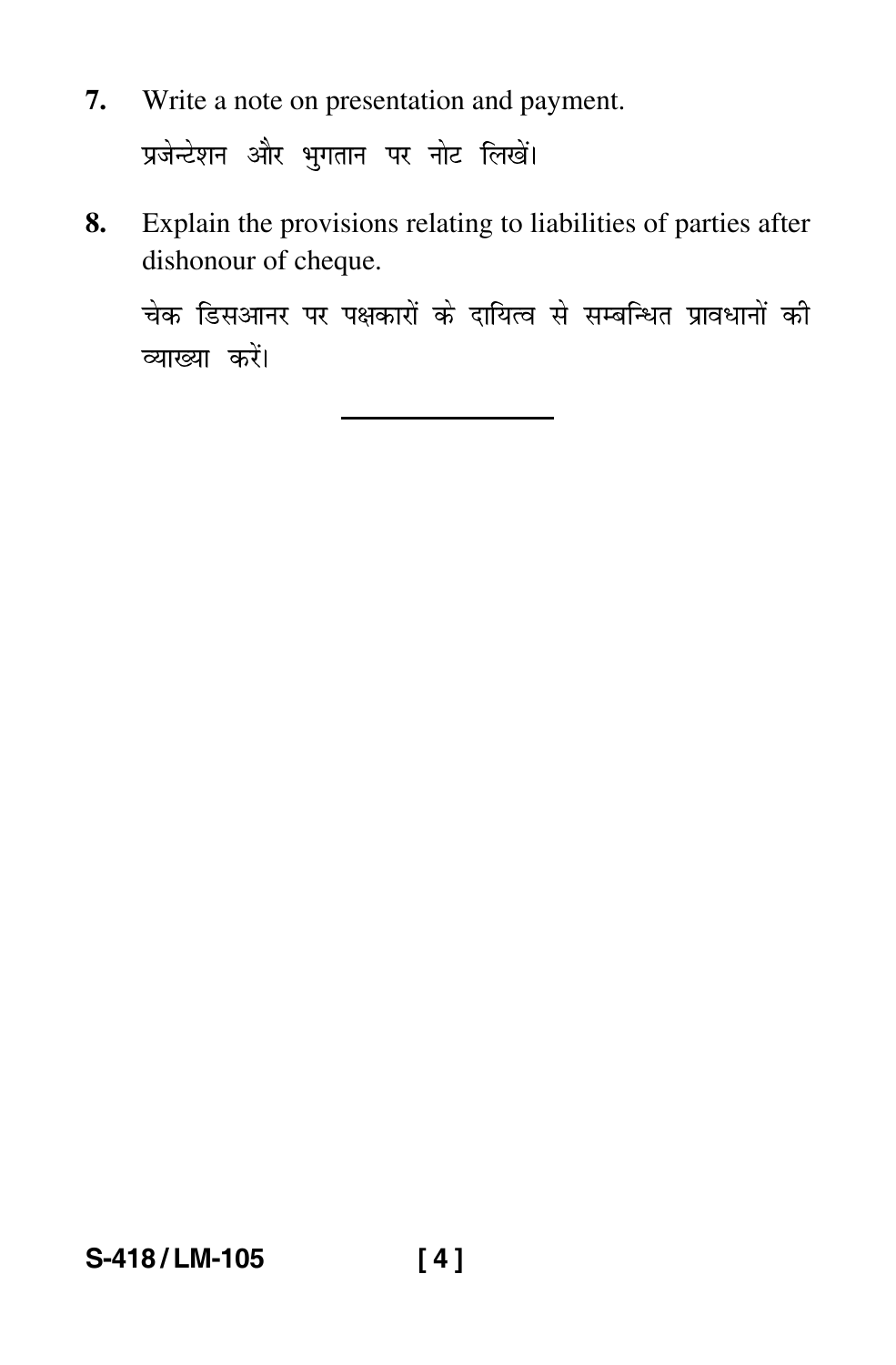**7.** Write a note on presentation and payment.

प्रजेन्टेशन और भुगतान पर नोट लिखें।

**8.** Explain the provisions relating to liabilities of parties after dishonour of cheque.

चेक डिसआनर पर पक्षकारों के दायित्व से सम्बन्धित प्रावधानों की व्याख्या करें।

---

S-418/LM-105